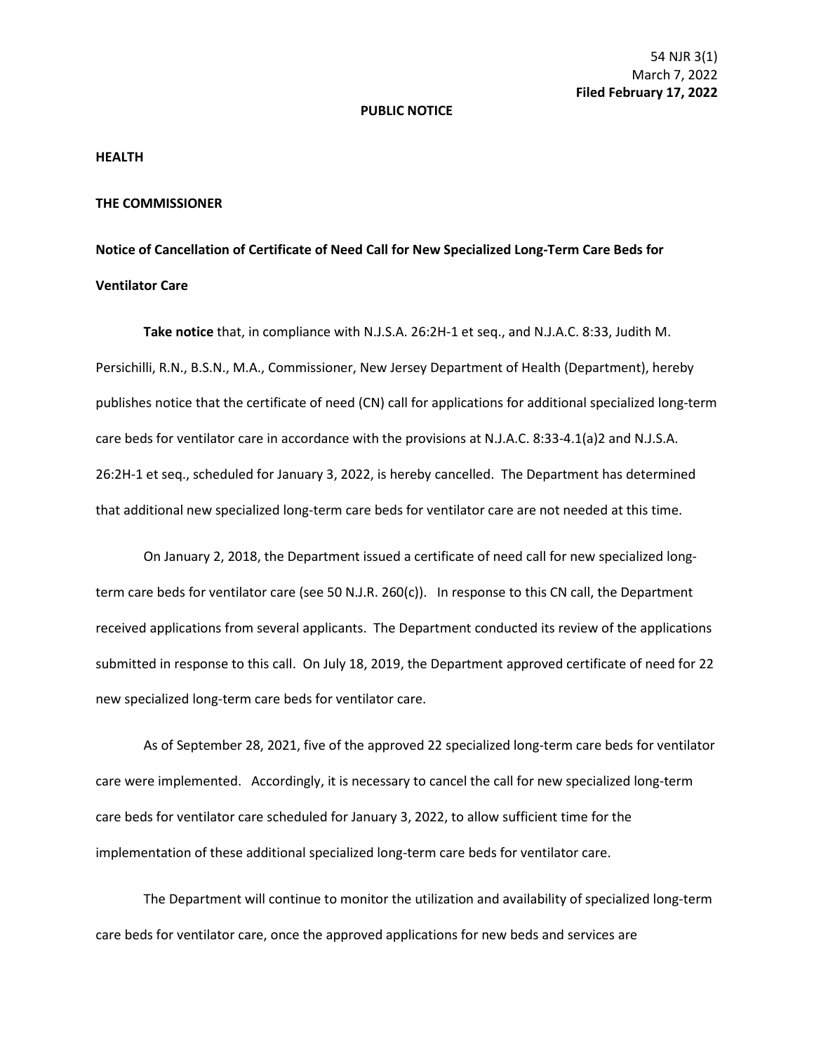54 NJR 3(1)
March 7, 2022
**Filed February 17, 2022**

**PUBLIC NOTICE**

**HEALTH**

**THE COMMISSIONER**

**Notice of Cancellation of Certificate of Need Call for New Specialized Long-Term Care Beds for Ventilator Care**

**Take notice** that, in compliance with N.J.S.A. 26:2H-1 et seq., and N.J.A.C. 8:33, Judith M. Persichilli, R.N., B.S.N., M.A., Commissioner, New Jersey Department of Health (Department), hereby publishes notice that the certificate of need (CN) call for applications for additional specialized long-term care beds for ventilator care in accordance with the provisions at N.J.A.C. 8:33-4.1(a)2 and N.J.S.A. 26:2H-1 et seq., scheduled for January 3, 2022, is hereby cancelled. The Department has determined that additional new specialized long-term care beds for ventilator care are not needed at this time.

On January 2, 2018, the Department issued a certificate of need call for new specialized long-term care beds for ventilator care (see 50 N.J.R. 260(c)). In response to this CN call, the Department received applications from several applicants. The Department conducted its review of the applications submitted in response to this call. On July 18, 2019, the Department approved certificate of need for 22 new specialized long-term care beds for ventilator care.

As of September 28, 2021, five of the approved 22 specialized long-term care beds for ventilator care were implemented. Accordingly, it is necessary to cancel the call for new specialized long-term care beds for ventilator care scheduled for January 3, 2022, to allow sufficient time for the implementation of these additional specialized long-term care beds for ventilator care.

The Department will continue to monitor the utilization and availability of specialized long-term care beds for ventilator care, once the approved applications for new beds and services are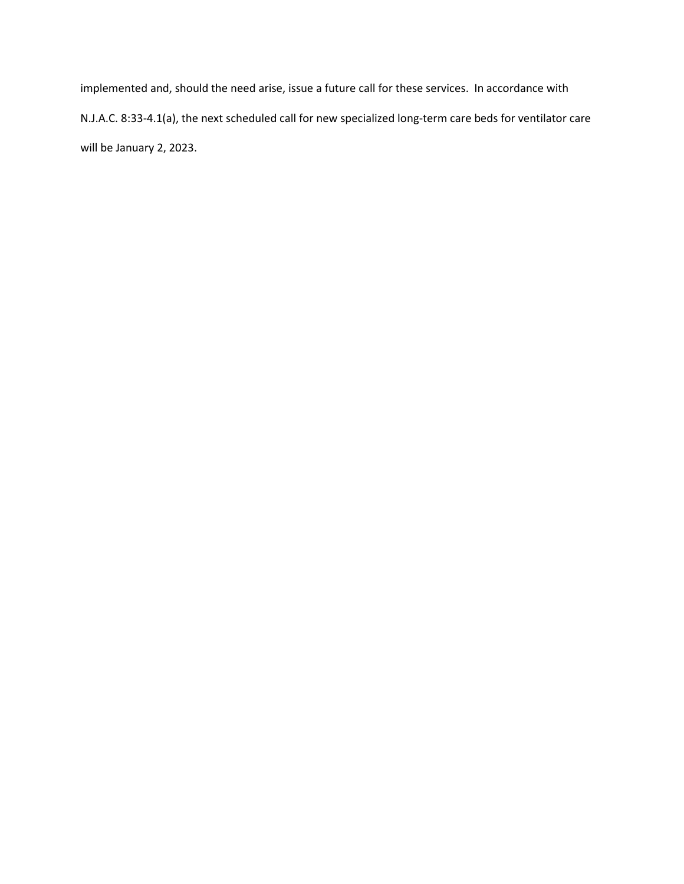implemented and, should the need arise, issue a future call for these services. In accordance with N.J.A.C. 8:33-4.1(a), the next scheduled call for new specialized long-term care beds for ventilator care will be January 2, 2023.